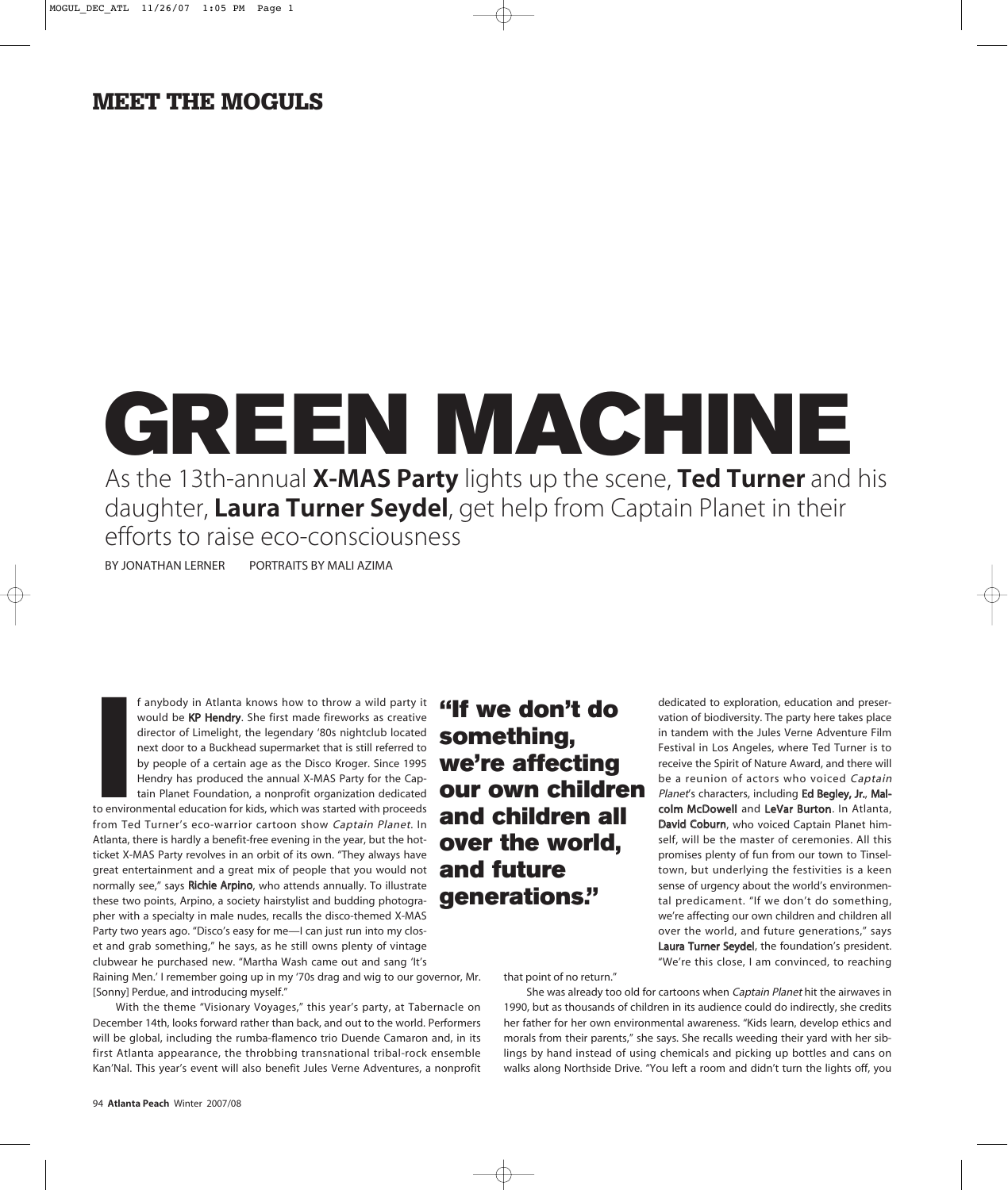**MEET THE MOGULS**

# GREEN MACHINE

As the 13th-annual **X-MAS Party** lights up the scene, **Ted Turner** and his daughter, **Laura Turner Seydel**, get help from Captain Planet in their efforts to raise eco-consciousness

BY JONATHAN LERNER PORTRAITS BY MALI AZIMA

If anybody in Atlanta knows how to throw a wild party it would be **KP Hendry**. She first made fireworks as creative director of Limelight, the legendary '80s nightclub located next door to a Buckhead supermarket that is still referred to by people of a certain age as the Disco Kroger. Since 1995 Hendry has produced the annual X-MAS Party for the Captain Planet Foundation, a nonprofit organization dedicated to environmental education for kids, which was started with proceeds from Ted Turner's eco-warrior cartoon show *Captain Planet*. In Atlanta, there is hardly a benefit-free evening in the year, but the hot-ticket X-MAS Party revolves in an orbit of its own. "They always have great entertainment and a great mix of people that you would not normally see," says **Richie Arpino**, who attends annually. To illustrate these two points, Arpino, a society hairstylist and budding photographer with a specialty in male nudes, recalls the disco-themed X-MAS Party two years ago. "Disco's easy for me—I can just run into my closet and grab something," he says, as he still owns plenty of vintage clubwear he purchased new. "Martha Wash came out and sang 'It's Raining Men.' I remember going up in my '70s drag and wig to our governor, Mr. [Sonny] Perdue, and introducing myself."

With the theme "Visionary Voyages," this year's party, at Tabernacle on December 14th, looks forward rather than back, and out to the world. Performers will be global, including the rumba-flamenco trio Duende Camaron and, in its first Atlanta appearance, the throbbing transnational tribal-rock ensemble Kan'Nal. This year's event will also benefit Jules Verne Adventures, a nonprofit dedicated to exploration, education and preservation of biodiversity. The party here takes place in tandem with the Jules Verne Adventure Film Festival in Los Angeles, where Ted Turner is to receive the Spirit of Nature Award, and there will be a reunion of actors who voiced *Captain Planet*'s characters, including **Ed Begley, Jr.**, **Malcolm McDowell** and **LeVar Burton**. In Atlanta, **David Coburn**, who voiced Captain Planet himself, will be the master of ceremonies. All this promises plenty of fun from our town to Tinseltown, but underlying the festivities is a keen sense of urgency about the world's environmental predicament. "If we don't do something, we're affecting our own children and children all over the world, and future generations," says **Laura Turner Seydel**, the foundation's president. "We're this close, I am convinced, to reaching that point of no return."

> **"If we don't do something, we're affecting our own children and children all over the world, and future generations."**

She was already too old for cartoons when *Captain Planet* hit the airwaves in 1990, but as thousands of children in its audience could do indirectly, she credits her father for her own environmental awareness. "Kids learn, develop ethics and morals from their parents," she says. She recalls weeding their yard with her siblings by hand instead of using chemicals and picking up bottles and cans on walks along Northside Drive. "You left a room and didn't turn the lights off, you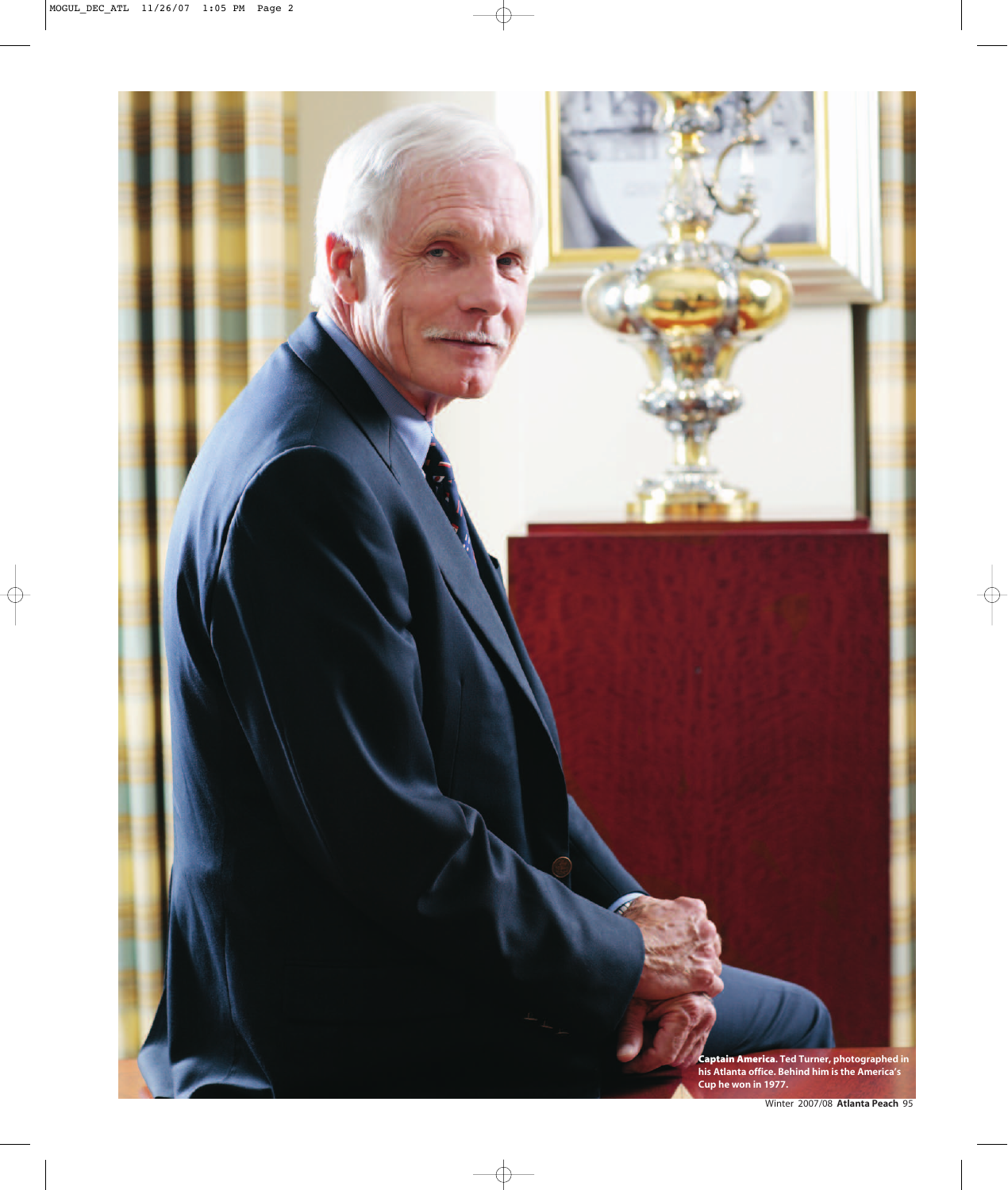**Captain America.** Ted Turner, photographed in his Atlanta office. Behind him is the America's Cup he won in 1977.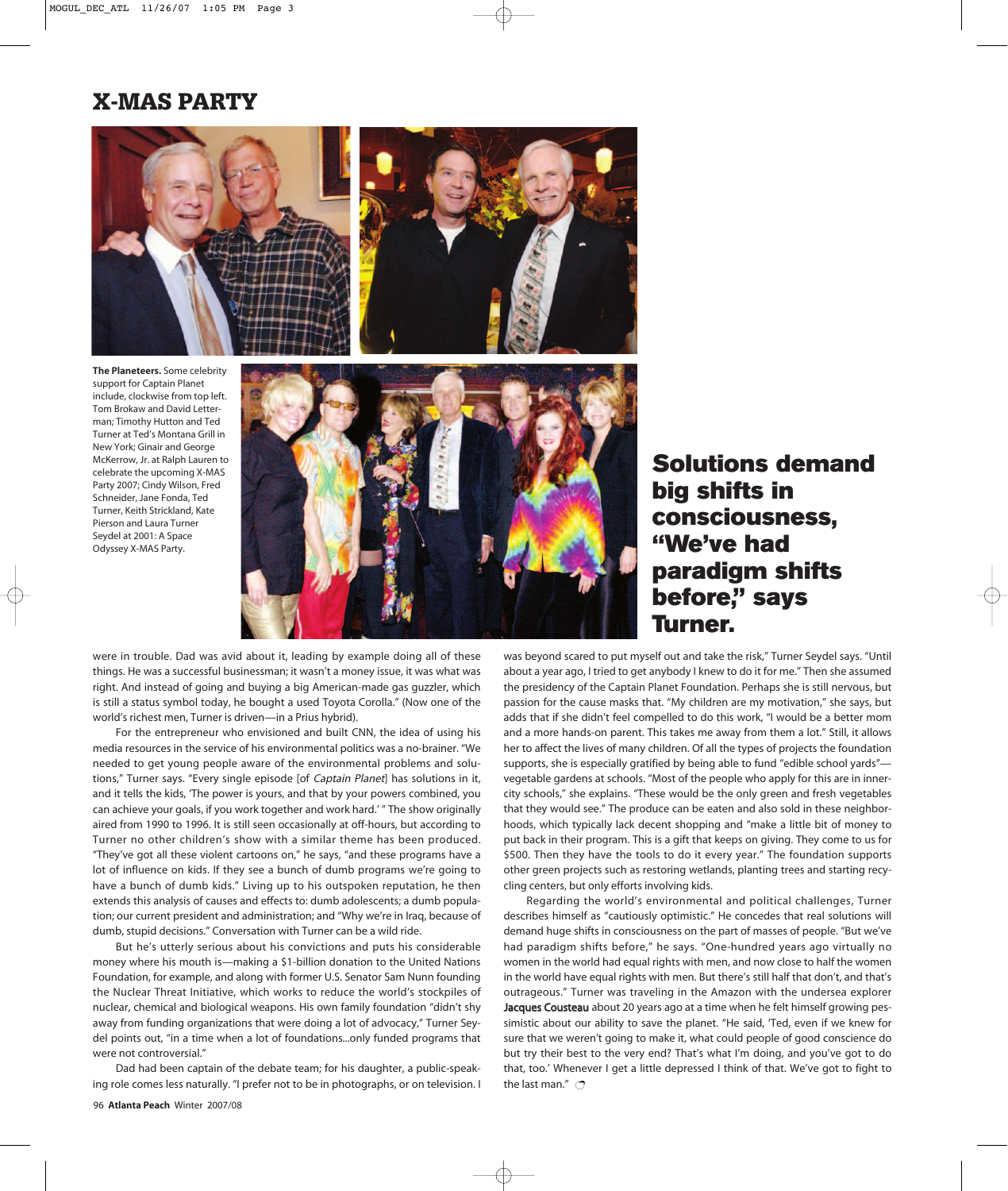# X-MAS PARTY

**The Planeteers.** Some celebrity support for Captain Planet include, clockwise from top left. Tom Brokaw and David Letterman; Timothy Hutton and Ted Turner at Ted's Montana Grill in New York; Ginair and George McKerrow, Jr. at Ralph Lauren to celebrate the upcoming X-MAS Party 2007; Cindy Wilson, Fred Schneider, Jane Fonda, Ted Turner, Keith Strickland, Kate Pierson and Laura Turner Seydel at 2001: A Space Odyssey X-MAS Party.

## Solutions demand big shifts in consciousness, "We've had paradigm shifts before," says Turner.

were in trouble. Dad was avid about it, leading by example doing all of these things. He was a successful businessman; it wasn't a money issue, it was what was right. And instead of going and buying a big American-made gas guzzler, which is still a status symbol today, he bought a used Toyota Corolla." (Now one of the world's richest men, Turner is driven—in a Prius hybrid).

For the entrepreneur who envisioned and built CNN, the idea of using his media resources in the service of his environmental politics was a no-brainer. "We needed to get young people aware of the environmental problems and solutions," Turner says. "Every single episode [of *Captain Planet*] has solutions in it, and it tells the kids, 'The power is yours, and that by your powers combined, you can achieve your goals, if you work together and work hard.' " The show originally aired from 1990 to 1996. It is still seen occasionally at off-hours, but according to Turner no other children's show with a similar theme has been produced. "They've got all these violent cartoons on," he says, "and these programs have a lot of influence on kids. If they see a bunch of dumb programs we're going to have a bunch of dumb kids." Living up to his outspoken reputation, he then extends this analysis of causes and effects to: dumb adolescents; a dumb population; our current president and administration; and "Why we're in Iraq, because of dumb, stupid decisions." Conversation with Turner can be a wild ride.

But he's utterly serious about his convictions and puts his considerable money where his mouth is—making a $1-billion donation to the United Nations Foundation, for example, and along with former U.S. Senator Sam Nunn founding the Nuclear Threat Initiative, which works to reduce the world's stockpiles of nuclear, chemical and biological weapons. His own family foundation "didn't shy away from funding organizations that were doing a lot of advocacy," Turner Seydel points out, "in a time when a lot of foundations...only funded programs that were not controversial."

Dad had been captain of the debate team; for his daughter, a public-speaking role comes less naturally. "I prefer not to be in photographs, or on television. I was beyond scared to put myself out and take the risk," Turner Seydel says. "Until about a year ago, I tried to get anybody I knew to do it for me." Then she assumed the presidency of the Captain Planet Foundation. Perhaps she is still nervous, but passion for the cause masks that. "My children are my motivation," she says, but adds that if she didn't feel compelled to do this work, "I would be a better mom and a more hands-on parent. This takes me away from them a lot." Still, it allows her to affect the lives of many children. Of all the types of projects the foundation supports, she is especially gratified by being able to fund "edible school yards"—vegetable gardens at schools. "Most of the people who apply for this are in inner-city schools," she explains. "These would be the only green and fresh vegetables that they would see." The produce can be eaten and also sold in these neighborhoods, which typically lack decent shopping and "make a little bit of money to put back in their program. This is a gift that keeps on giving. They come to us for $500. Then they have the tools to do it every year." The foundation supports other green projects such as restoring wetlands, planting trees and starting recycling centers, but only efforts involving kids.

Regarding the world's environmental and political challenges, Turner describes himself as "cautiously optimistic." He concedes that real solutions will demand huge shifts in consciousness on the part of masses of people. "But we've had paradigm shifts before," he says. "One-hundred years ago virtually no women in the world had equal rights with men, and now close to half the women in the world have equal rights with men. But there's still half that don't, and that's outrageous." Turner was traveling in the Amazon with the undersea explorer Jacques Cousteau about 20 years ago at a time when he felt himself growing pessimistic about our ability to save the planet. "He said, 'Ted, even if we knew for sure that we weren't going to make it, what could people of good conscience do but try their best to the very end? That's what I'm doing, and you've got to do that, too.' Whenever I get a little depressed I think of that. We've got to fight to the last man."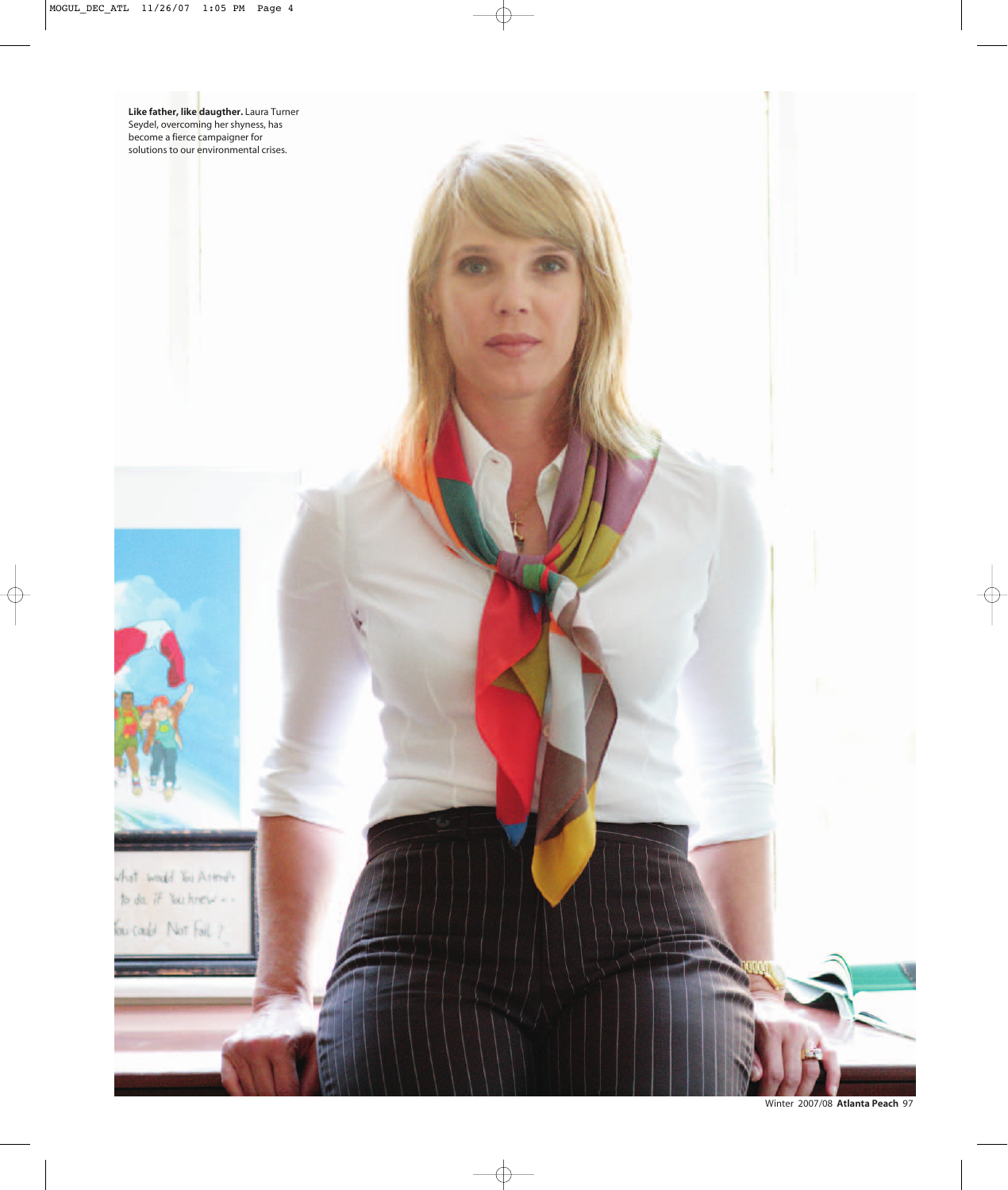**Like father, like daugther.** Laura Turner Seydel, overcoming her shyness, has become a fierce campaigner for solutions to our environmental crises.